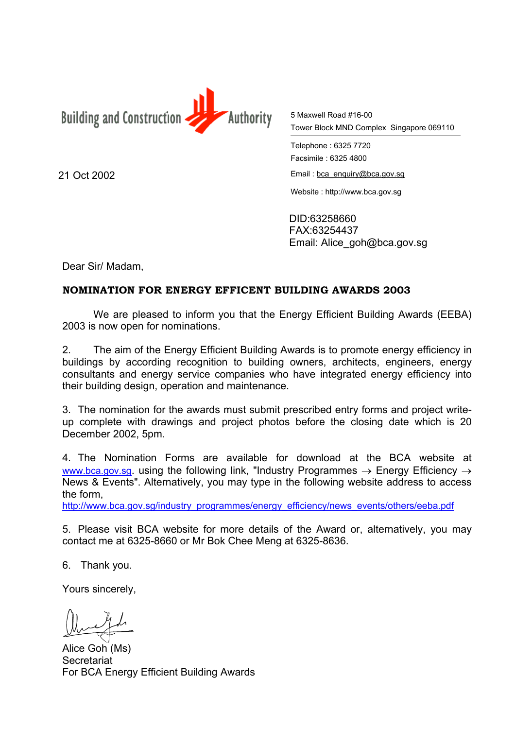Building and Construction Authority

5 Maxwell Road #16-00
Tower Block MND Complex Singapore 069110

Telephone : 6325 7720
Facsimile : 6325 4800
Email : bca_enquiry@bca.gov.sg
Website : http://www.bca.gov.sg

21 Oct 2002

DID:63258660
FAX:63254437
Email: Alice_goh@bca.gov.sg

Dear Sir/ Madam,

**NOMINATION FOR ENERGY EFFICENT BUILDING AWARDS 2003**

We are pleased to inform you that the Energy Efficient Building Awards (EEBA) 2003 is now open for nominations.

2. The aim of the Energy Efficient Building Awards is to promote energy efficiency in buildings by according recognition to building owners, architects, engineers, energy consultants and energy service companies who have integrated energy efficiency into their building design, operation and maintenance.

3. The nomination for the awards must submit prescribed entry forms and project write-up complete with drawings and project photos before the closing date which is 20 December 2002, 5pm.

4. The Nomination Forms are available for download at the BCA website at www.bca.gov.sg. using the following link, "Industry Programmes → Energy Efficiency → News & Events". Alternatively, you may type in the following website address to access the form,
http://www.bca.gov.sg/industry_programmes/energy_efficiency/news_events/others/eeba.pdf

5. Please visit BCA website for more details of the Award or, alternatively, you may contact me at 6325-8660 or Mr Bok Chee Meng at 6325-8636.

6. Thank you.

Yours sincerely,

Alice Goh (Ms)
Secretariat
For BCA Energy Efficient Building Awards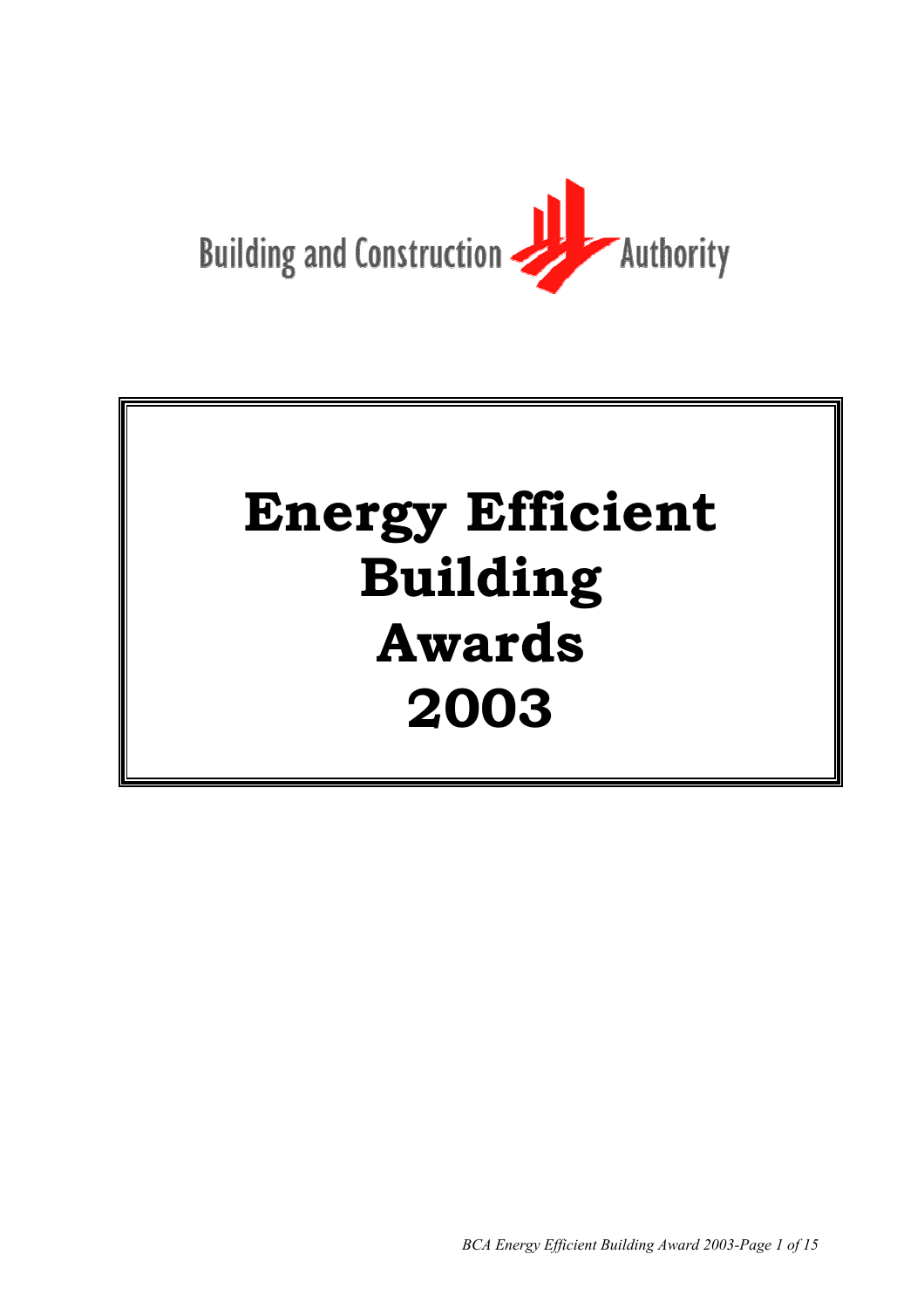Building and Construction Authority

# Energy Efficient Building Awards 2003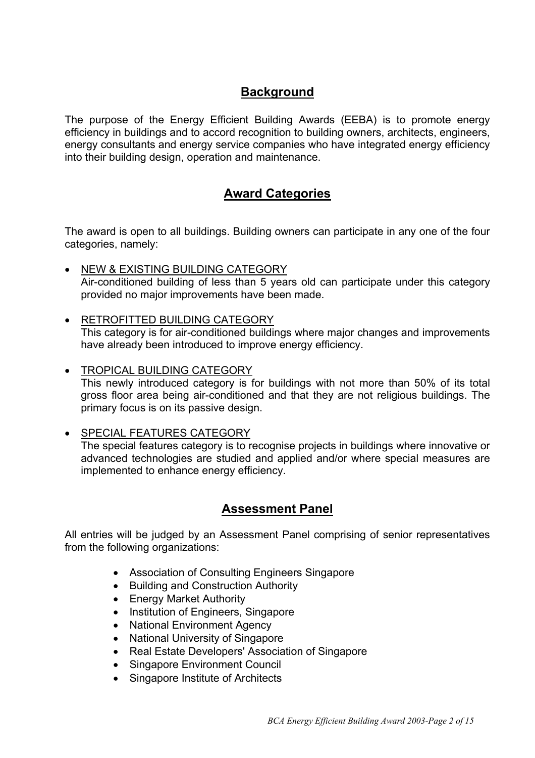## Background

The purpose of the Energy Efficient Building Awards (EEBA) is to promote energy efficiency in buildings and to accord recognition to building owners, architects, engineers, energy consultants and energy service companies who have integrated energy efficiency into their building design, operation and maintenance.

## Award Categories

The award is open to all buildings. Building owners can participate in any one of the four categories, namely:

- NEW & EXISTING BUILDING CATEGORY
  Air-conditioned building of less than 5 years old can participate under this category provided no major improvements have been made.

- RETROFITTED BUILDING CATEGORY
  This category is for air-conditioned buildings where major changes and improvements have already been introduced to improve energy efficiency.

- TROPICAL BUILDING CATEGORY
  This newly introduced category is for buildings with not more than 50% of its total gross floor area being air-conditioned and that they are not religious buildings. The primary focus is on its passive design.

- SPECIAL FEATURES CATEGORY
  The special features category is to recognise projects in buildings where innovative or advanced technologies are studied and applied and/or where special measures are implemented to enhance energy efficiency.

## Assessment Panel

All entries will be judged by an Assessment Panel comprising of senior representatives from the following organizations:

- Association of Consulting Engineers Singapore
- Building and Construction Authority
- Energy Market Authority
- Institution of Engineers, Singapore
- National Environment Agency
- National University of Singapore
- Real Estate Developers' Association of Singapore
- Singapore Environment Council
- Singapore Institute of Architects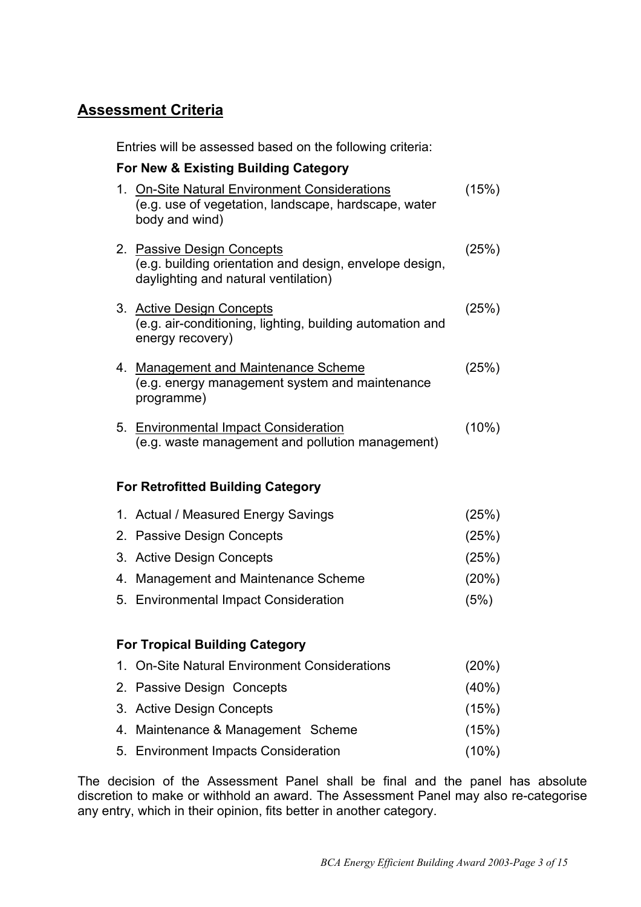## Assessment Criteria

Entries will be assessed based on the following criteria:

**For New & Existing Building Category**

1. On-Site Natural Environment Considerations (15%)
   (e.g. use of vegetation, landscape, hardscape, water body and wind)

2. Passive Design Concepts (25%)
   (e.g. building orientation and design, envelope design, daylighting and natural ventilation)

3. Active Design Concepts (25%)
   (e.g. air-conditioning, lighting, building automation and energy recovery)

4. Management and Maintenance Scheme (25%)
   (e.g. energy management system and maintenance programme)

5. Environmental Impact Consideration (10%)
   (e.g. waste management and pollution management)

**For Retrofitted Building Category**

1. Actual / Measured Energy Savings (25%)
2. Passive Design Concepts (25%)
3. Active Design Concepts (25%)
4. Management and Maintenance Scheme (20%)
5. Environmental Impact Consideration (5%)

**For Tropical Building Category**

1. On-Site Natural Environment Considerations (20%)
2. Passive Design Concepts (40%)
3. Active Design Concepts (15%)
4. Maintenance & Management Scheme (15%)
5. Environment Impacts Consideration (10%)

The decision of the Assessment Panel shall be final and the panel has absolute discretion to make or withhold an award. The Assessment Panel may also re-categorise any entry, which in their opinion, fits better in another category.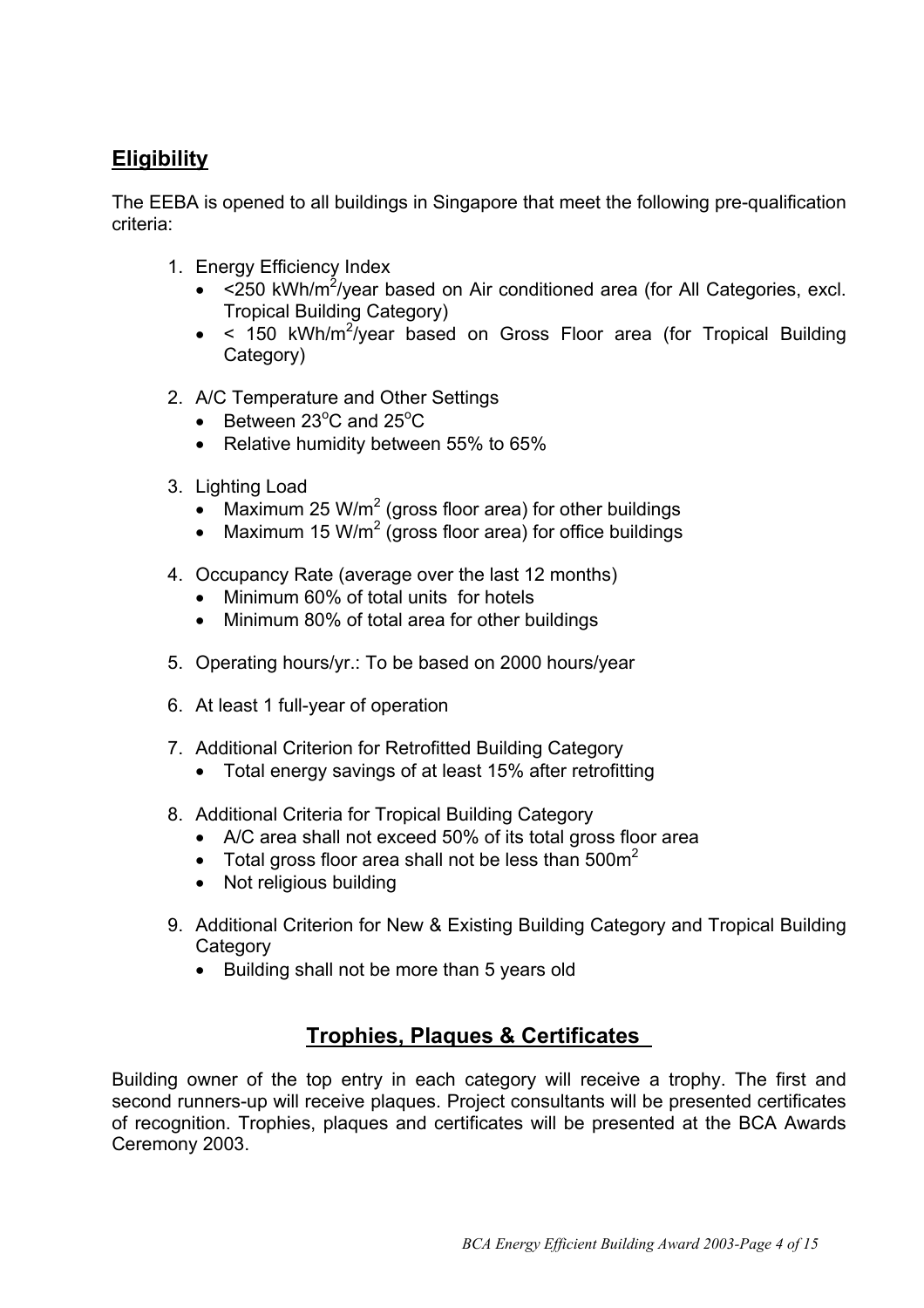## Eligibility

The EEBA is opened to all buildings in Singapore that meet the following pre-qualification criteria:

1. Energy Efficiency Index
   - <250 kWh/m$^2$/year based on Air conditioned area (for All Categories, excl. Tropical Building Category)
   - < 150 kWh/m$^2$/year based on Gross Floor area (for Tropical Building Category)

2. A/C Temperature and Other Settings
   - Between 23$^o$C and 25$^o$C
   - Relative humidity between 55% to 65%

3. Lighting Load
   - Maximum 25 W/m$^2$ (gross floor area) for other buildings
   - Maximum 15 W/m$^2$ (gross floor area) for office buildings

4. Occupancy Rate (average over the last 12 months)
   - Minimum 60% of total units for hotels
   - Minimum 80% of total area for other buildings

5. Operating hours/yr.: To be based on 2000 hours/year

6. At least 1 full-year of operation

7. Additional Criterion for Retrofitted Building Category
   - Total energy savings of at least 15% after retrofitting

8. Additional Criteria for Tropical Building Category
   - A/C area shall not exceed 50% of its total gross floor area
   - Total gross floor area shall not be less than 500m$^2$
   - Not religious building

9. Additional Criterion for New & Existing Building Category and Tropical Building Category
   - Building shall not be more than 5 years old

## Trophies, Plaques & Certificates

Building owner of the top entry in each category will receive a trophy. The first and second runners-up will receive plaques. Project consultants will be presented certificates of recognition. Trophies, plaques and certificates will be presented at the BCA Awards Ceremony 2003.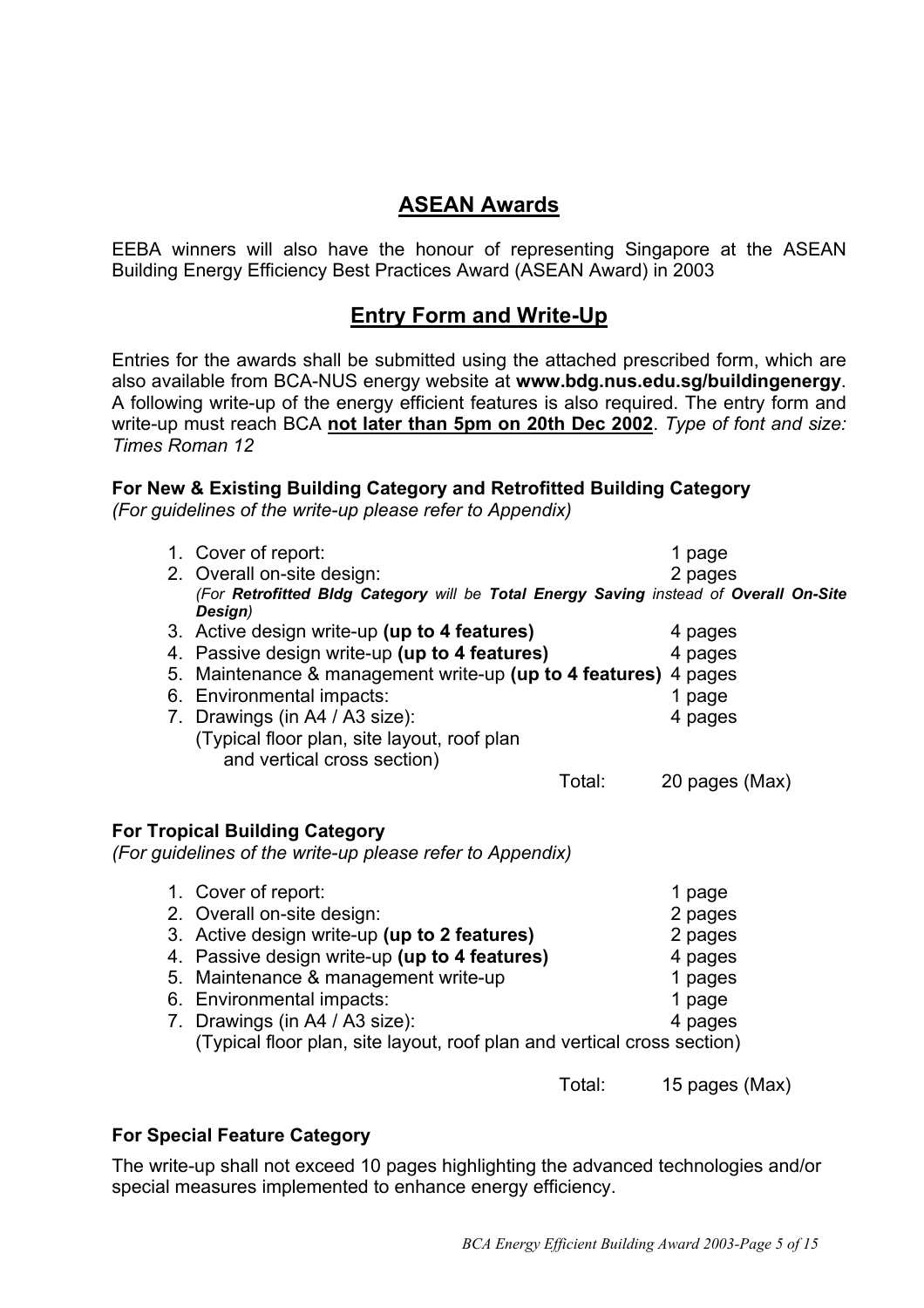## ASEAN Awards

EEBA winners will also have the honour of representing Singapore at the ASEAN Building Energy Efficiency Best Practices Award (ASEAN Award) in 2003

## Entry Form and Write-Up

Entries for the awards shall be submitted using the attached prescribed form, which are also available from BCA-NUS energy website at **www.bdg.nus.edu.sg/buildingenergy**. A following write-up of the energy efficient features is also required. The entry form and write-up must reach BCA **not later than 5pm on 20th Dec 2002**. *Type of font and size: Times Roman 12*

### For New & Existing Building Category and Retrofitted Building Category

*(For guidelines of the write-up please refer to Appendix)*

| Item | Pages |
|---|---|
| 1. Cover of report: | 1 page |
| 2. Overall on-site design: *(For **Retrofitted Bldg Category** will be **Total Energy Saving** instead of **Overall On-Site Design**)* | 2 pages |
| 3. Active design write-up **(up to 4 features)** | 4 pages |
| 4. Passive design write-up **(up to 4 features)** | 4 pages |
| 5. Maintenance & management write-up **(up to 4 features)** | 4 pages |
| 6. Environmental impacts: | 1 page |
| 7. Drawings (in A4 / A3 size): (Typical floor plan, site layout, roof plan and vertical cross section) | 4 pages |
| Total: | 20 pages (Max) |

### For Tropical Building Category

*(For guidelines of the write-up please refer to Appendix)*

| Item | Pages |
|---|---|
| 1. Cover of report: | 1 page |
| 2. Overall on-site design: | 2 pages |
| 3. Active design write-up **(up to 2 features)** | 2 pages |
| 4. Passive design write-up **(up to 4 features)** | 4 pages |
| 5. Maintenance & management write-up | 1 pages |
| 6. Environmental impacts: | 1 page |
| 7. Drawings (in A4 / A3 size): (Typical floor plan, site layout, roof plan and vertical cross section) | 4 pages |
| Total: | 15 pages (Max) |

### For Special Feature Category

The write-up shall not exceed 10 pages highlighting the advanced technologies and/or special measures implemented to enhance energy efficiency.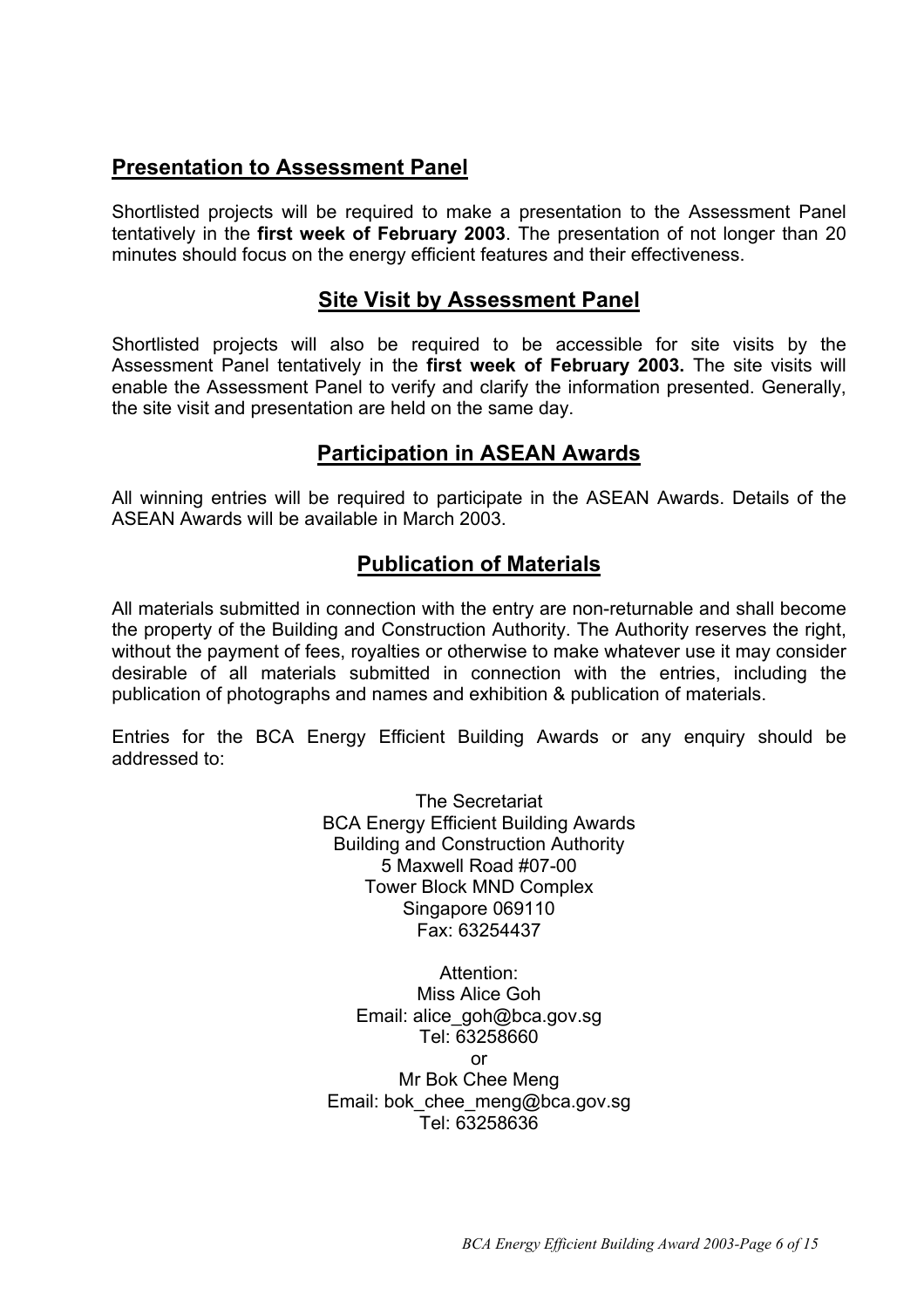## Presentation to Assessment Panel

Shortlisted projects will be required to make a presentation to the Assessment Panel tentatively in the **first week of February 2003**. The presentation of not longer than 20 minutes should focus on the energy efficient features and their effectiveness.

## Site Visit by Assessment Panel

Shortlisted projects will also be required to be accessible for site visits by the Assessment Panel tentatively in the **first week of February 2003.** The site visits will enable the Assessment Panel to verify and clarify the information presented. Generally, the site visit and presentation are held on the same day.

## Participation in ASEAN Awards

All winning entries will be required to participate in the ASEAN Awards. Details of the ASEAN Awards will be available in March 2003.

## Publication of Materials

All materials submitted in connection with the entry are non-returnable and shall become the property of the Building and Construction Authority. The Authority reserves the right, without the payment of fees, royalties or otherwise to make whatever use it may consider desirable of all materials submitted in connection with the entries, including the publication of photographs and names and exhibition & publication of materials.

Entries for the BCA Energy Efficient Building Awards or any enquiry should be addressed to:

The Secretariat
BCA Energy Efficient Building Awards
Building and Construction Authority
5 Maxwell Road #07-00
Tower Block MND Complex
Singapore 069110
Fax: 63254437

Attention:
Miss Alice Goh
Email: alice_goh@bca.gov.sg
Tel: 63258660
or
Mr Bok Chee Meng
Email: bok_chee_meng@bca.gov.sg
Tel: 63258636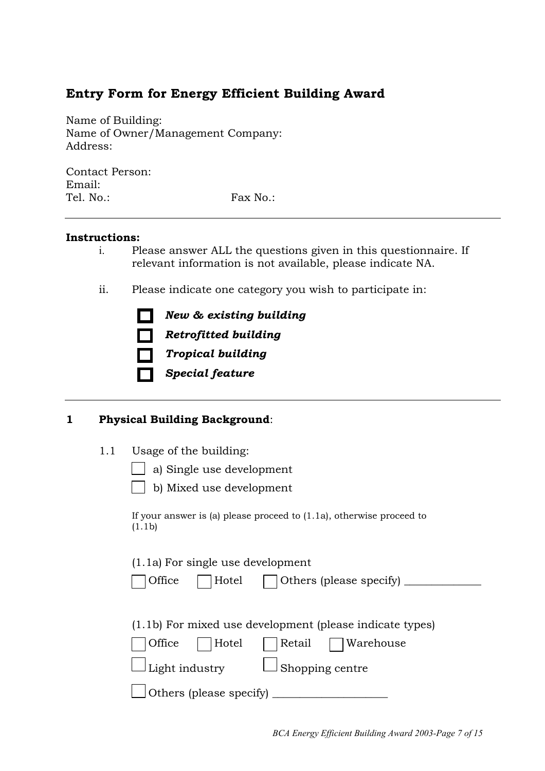## Entry Form for Energy Efficient Building Award

Name of Building:
Name of Owner/Management Company:
Address:

Contact Person:
Email:
Tel. No.: Fax No.:

---

**Instructions:**

i. Please answer ALL the questions given in this questionnaire. If relevant information is not available, please indicate NA.

ii. Please indicate one category you wish to participate in:

- ☐ ***New & existing building***
- ☐ ***Retrofitted building***
- ☐ ***Tropical building***
- ☐ ***Special feature***

---

### 1 Physical Building Background:

1.1 Usage of the building:

- ☐ a) Single use development
- ☐ b) Mixed use development

If your answer is (a) please proceed to (1.1a), otherwise proceed to (1.1b)

(1.1a) For single use development

☐ Office ☐ Hotel ☐ Others (please specify) ______________

(1.1b) For mixed use development (please indicate types)

☐ Office ☐ Hotel ☐ Retail ☐ Warehouse

☐ Light industry ☐ Shopping centre

☐ Others (please specify) ____________________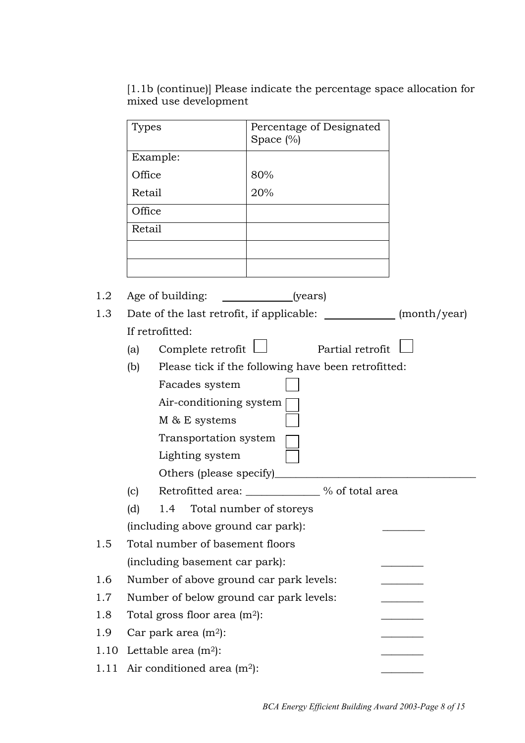[1.1b (continue)] Please indicate the percentage space allocation for mixed use development

| Types | Percentage of Designated Space (%) |
|---|---|
| Example:<br>Office<br>Retail | <br>80%<br>20% |
| Office | |
| Retail | |
| | |
| | |

1.2 Age of building: ____________(years)

1.3 Date of the last retrofit, if applicable: ____________ (month/year)

If retrofitted:

(a) Complete retrofit ☐ Partial retrofit ☐

(b) Please tick if the following have been retrofitted:

- Facades system ☐
- Air-conditioning system ☐
- M & E systems ☐
- Transportation system ☐
- Lighting system ☐
- Others (please specify)____________________________________

(c) Retrofitted area: _____________ % of total area

(d) 1.4 Total number of storeys (including above ground car park): ________

1.5 Total number of basement floors (including basement car park): ________

1.6 Number of above ground car park levels: ________

1.7 Number of below ground car park levels: ________

1.8 Total gross floor area ($m^2$): ________

1.9 Car park area ($m^2$): ________

1.10 Lettable area ($m^2$): ________

1.11 Air conditioned area ($m^2$): ________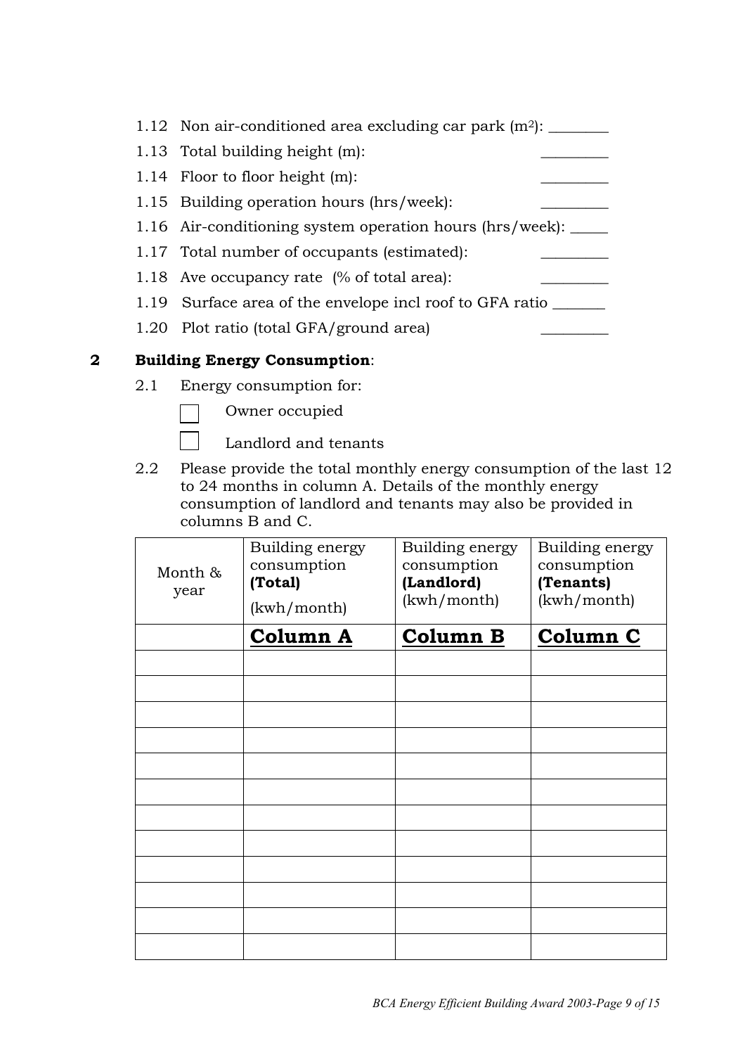1.12 Non air-conditioned area excluding car park ($m^2$): ________

1.13 Total building height (m): ________

1.14 Floor to floor height (m): ________

1.15 Building operation hours (hrs/week): ________

1.16 Air-conditioning system operation hours (hrs/week): _____

1.17 Total number of occupants (estimated): ________

1.18 Ave occupancy rate (% of total area): ________

1.19 Surface area of the envelope incl roof to GFA ratio _______

1.20 Plot ratio (total GFA/ground area) ________

## 2 Building Energy Consumption:

2.1 Energy consumption for:

- ☐ Owner occupied
- ☐ Landlord and tenants

2.2 Please provide the total monthly energy consumption of the last 12 to 24 months in column A. Details of the monthly energy consumption of landlord and tenants may also be provided in columns B and C.

| Month & year | Building energy consumption **(Total)** (kwh/month) | Building energy consumption **(Landlord)** (kwh/month) | Building energy consumption **(Tenants)** (kwh/month) |
|---|---|---|---|
| | **Column A** | **Column B** | **Column C** |
| | | | |
| | | | |
| | | | |
| | | | |
| | | | |
| | | | |
| | | | |
| | | | |
| | | | |
| | | | |
| | | | |
| | | | |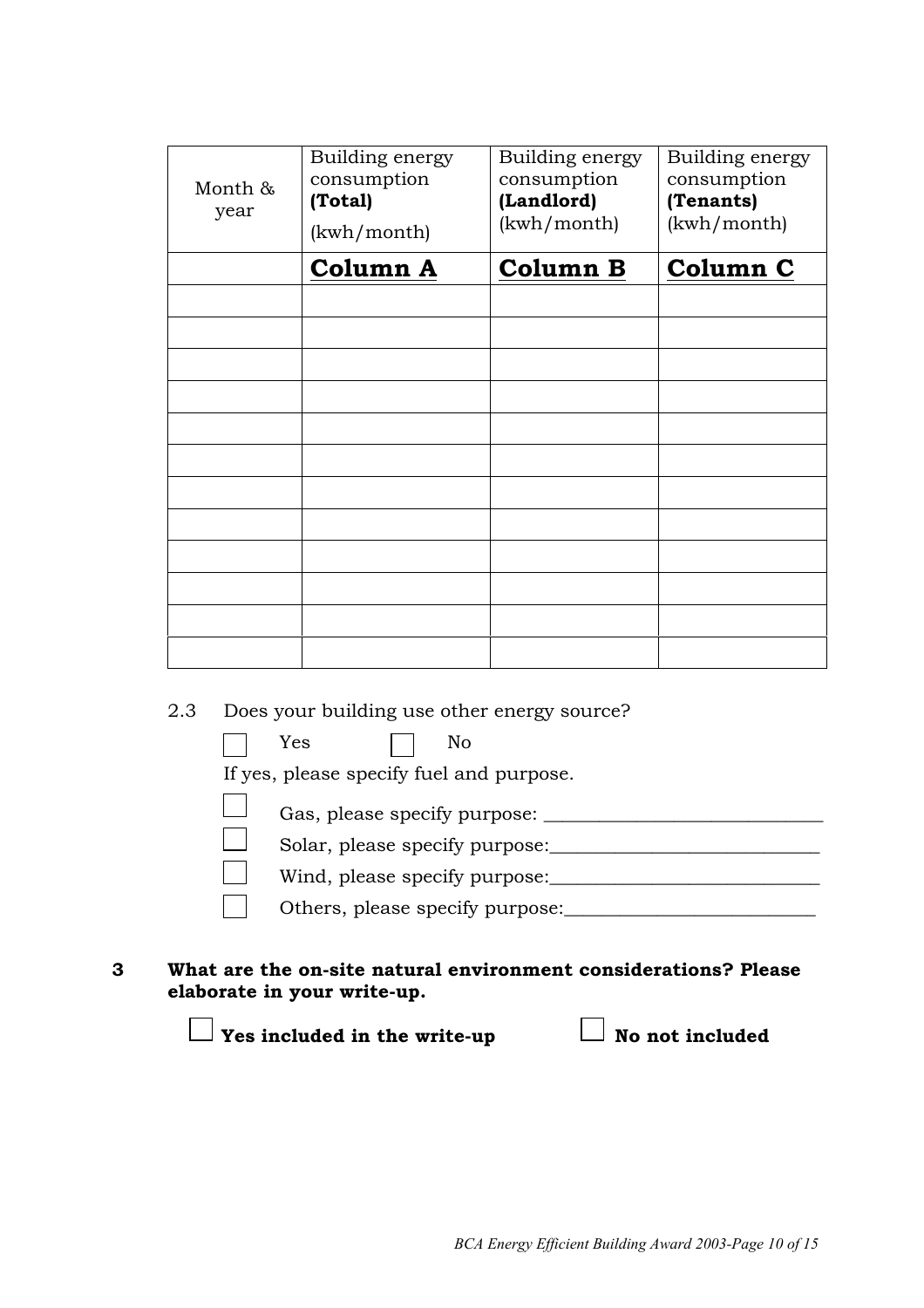| Month & year | Building energy consumption **(Total)** (kwh/month) | Building energy consumption **(Landlord)** (kwh/month) | Building energy consumption **(Tenants)** (kwh/month) |
|---|---|---|---|
| | **Column A** | **Column B** | **Column C** |
| | | | |
| | | | |
| | | | |
| | | | |
| | | | |
| | | | |
| | | | |
| | | | |
| | | | |
| | | | |
| | | | |
| | | | |

2.3 Does your building use other energy source?

☐ Yes ☐ No

If yes, please specify fuel and purpose.

☐ Gas, please specify purpose: ______________________________

☐ Solar, please specify purpose:____________________________

☐ Wind, please specify purpose:____________________________

☐ Others, please specify purpose:__________________________

**3 What are the on-site natural environment considerations? Please elaborate in your write-up.**

☐ **Yes included in the write-up** ☐ **No not included**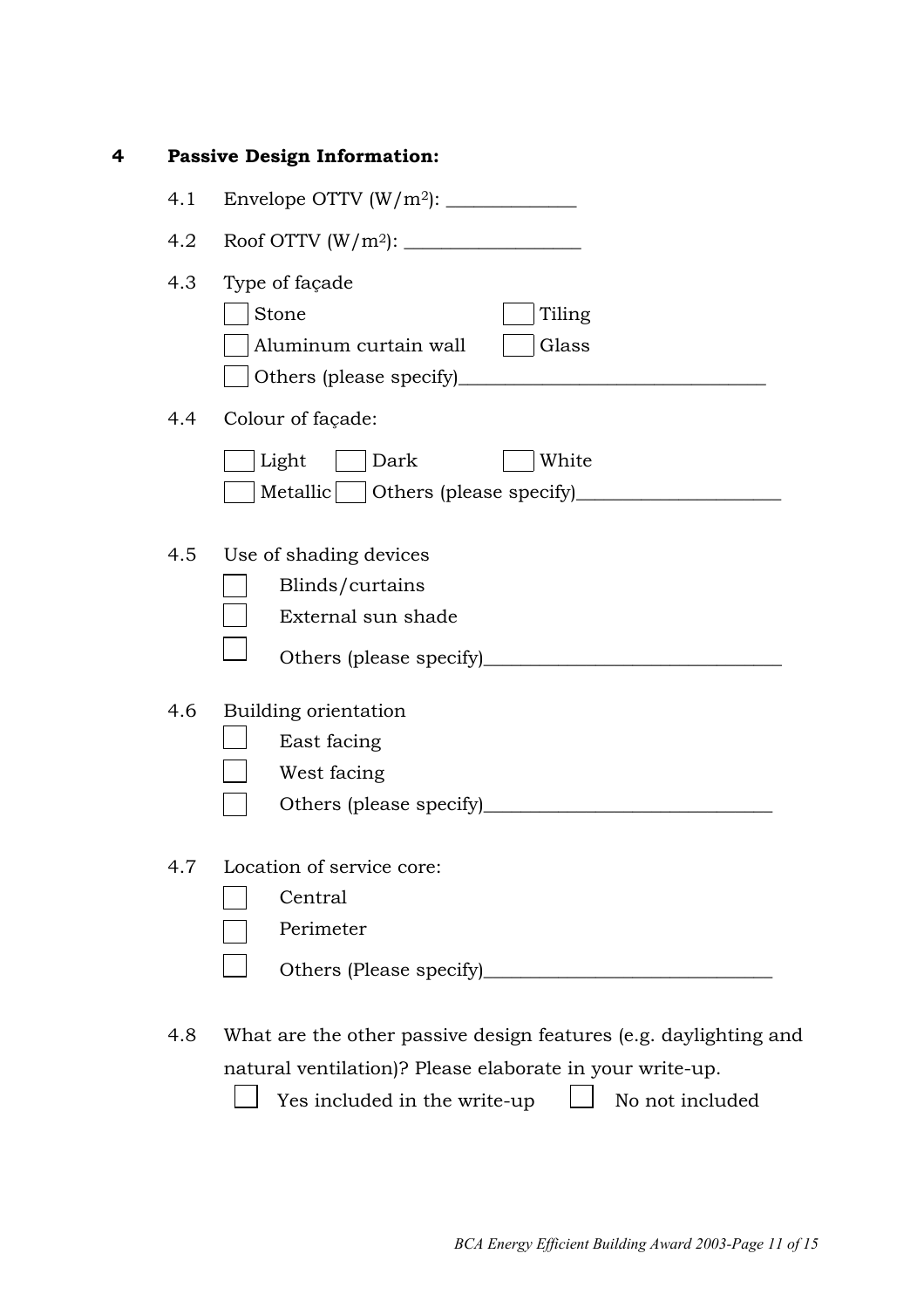## 4 Passive Design Information:

4.1 Envelope OTTV ($W/m^2$): ______________

4.2 Roof OTTV ($W/m^2$): ___________________

4.3 Type of façade

- [ ] Stone
- [ ] Tiling
- [ ] Aluminum curtain wall
- [ ] Glass
- [ ] Others (please specify)________________________________

4.4 Colour of façade:

- [ ] Light
- [ ] Dark
- [ ] White
- [ ] Metallic
- [ ] Others (please specify)_____________________

4.5 Use of shading devices

- [ ] Blinds/curtains
- [ ] External sun shade
- [ ] Others (please specify)_______________________________

4.6 Building orientation

- [ ] East facing
- [ ] West facing
- [ ] Others (please specify)______________________________

4.7 Location of service core:

- [ ] Central
- [ ] Perimeter
- [ ] Others (Please specify)______________________________

4.8 What are the other passive design features (e.g. daylighting and natural ventilation)? Please elaborate in your write-up.

- [ ] Yes included in the write-up
- [ ] No not included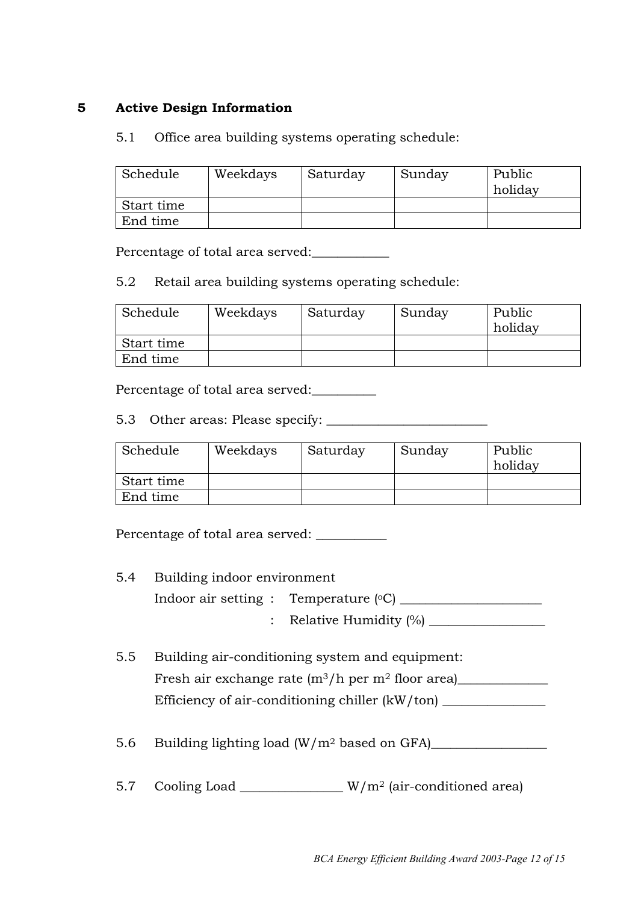## 5 Active Design Information

5.1 Office area building systems operating schedule:

| Schedule | Weekdays | Saturday | Sunday | Public holiday |
|---|---|---|---|---|
| Start time | | | | |
| End time | | | | |

Percentage of total area served:___________

5.2 Retail area building systems operating schedule:

| Schedule | Weekdays | Saturday | Sunday | Public holiday |
|---|---|---|---|---|
| Start time | | | | |
| End time | | | | |

Percentage of total area served:_________

5.3 Other areas: Please specify: ________________________

| Schedule | Weekdays | Saturday | Sunday | Public holiday |
|---|---|---|---|---|
| Start time | | | | |
| End time | | | | |

Percentage of total area served: __________

5.4 Building indoor environment

Indoor air setting : Temperature (°C) _____________________

: Relative Humidity (%) _________________

5.5 Building air-conditioning system and equipment:

Fresh air exchange rate ($m^3$/h per $m^2$ floor area)_____________

Efficiency of air-conditioning chiller (kW/ton) _______________

5.6 Building lighting load (W/$m^2$ based on GFA)_________________

5.7 Cooling Load _______________ W/$m^2$ (air-conditioned area)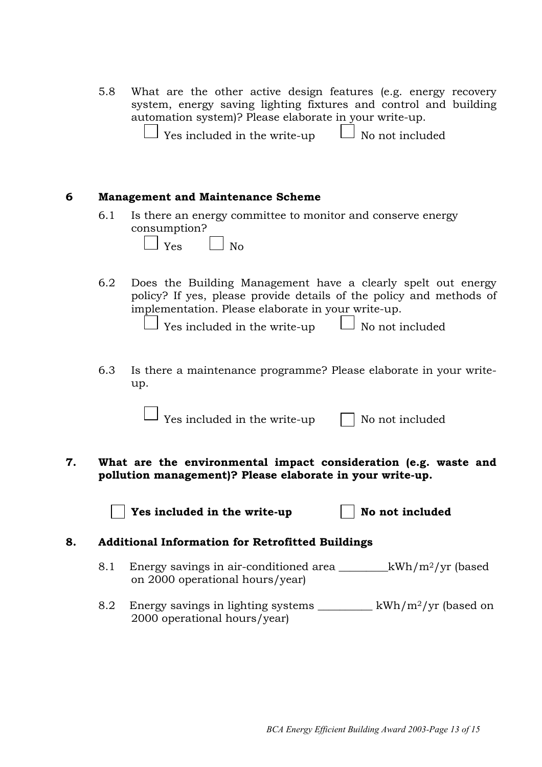5.8 What are the other active design features (e.g. energy recovery system, energy saving lighting fixtures and control and building automation system)? Please elaborate in your write-up.

☐ Yes included in the write-up ☐ No not included

## 6 Management and Maintenance Scheme

6.1 Is there an energy committee to monitor and conserve energy consumption?

☐ Yes ☐ No

6.2 Does the Building Management have a clearly spelt out energy policy? If yes, please provide details of the policy and methods of implementation. Please elaborate in your write-up.

☐ Yes included in the write-up ☐ No not included

6.3 Is there a maintenance programme? Please elaborate in your write-up.

☐ Yes included in the write-up ☐ No not included

## 7. What are the environmental impact consideration (e.g. waste and pollution management)? Please elaborate in your write-up.

☐ **Yes included in the write-up** ☐ **No not included**

## 8. Additional Information for Retrofitted Buildings

8.1 Energy savings in air-conditioned area _________kWh/m$^2$/yr (based on 2000 operational hours/year)

8.2 Energy savings in lighting systems __________ kWh/m$^2$/yr (based on 2000 operational hours/year)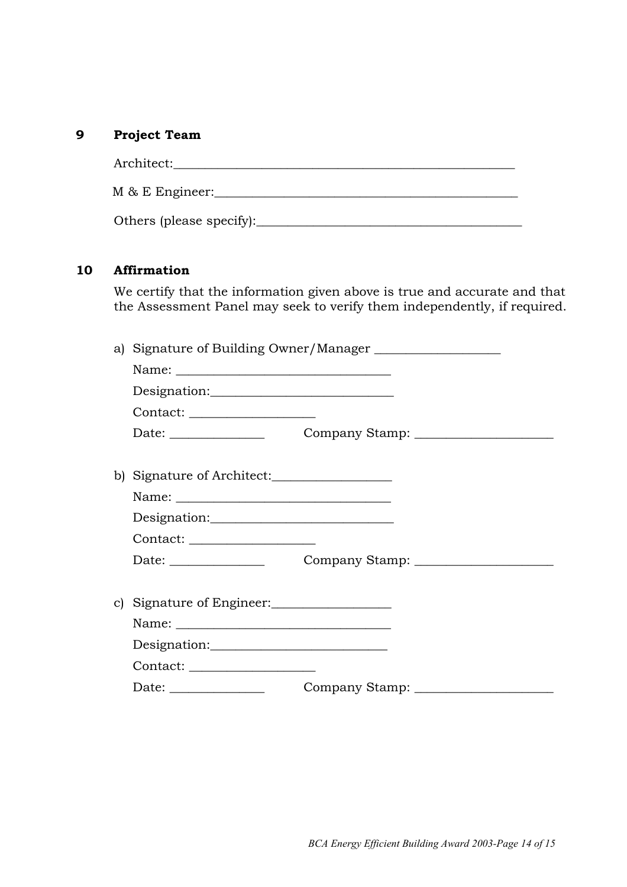## 9 Project Team

Architect:_______________________________________________

M & E Engineer:_________________________________________

Others (please specify):___________________________________

## 10 Affirmation

We certify that the information given above is true and accurate and that the Assessment Panel may seek to verify them independently, if required.

a) Signature of Building Owner/Manager ___________________

Name: ________________________________

Designation:__________________________

Contact: ___________________

Date: _______________ Company Stamp: _____________________

b) Signature of Architect:__________________

Name: ________________________________

Designation:__________________________

Contact: ___________________

Date: _______________ Company Stamp: _____________________

c) Signature of Engineer:__________________

Name: ________________________________

Designation:__________________________

Contact: ___________________

Date: _______________ Company Stamp: _____________________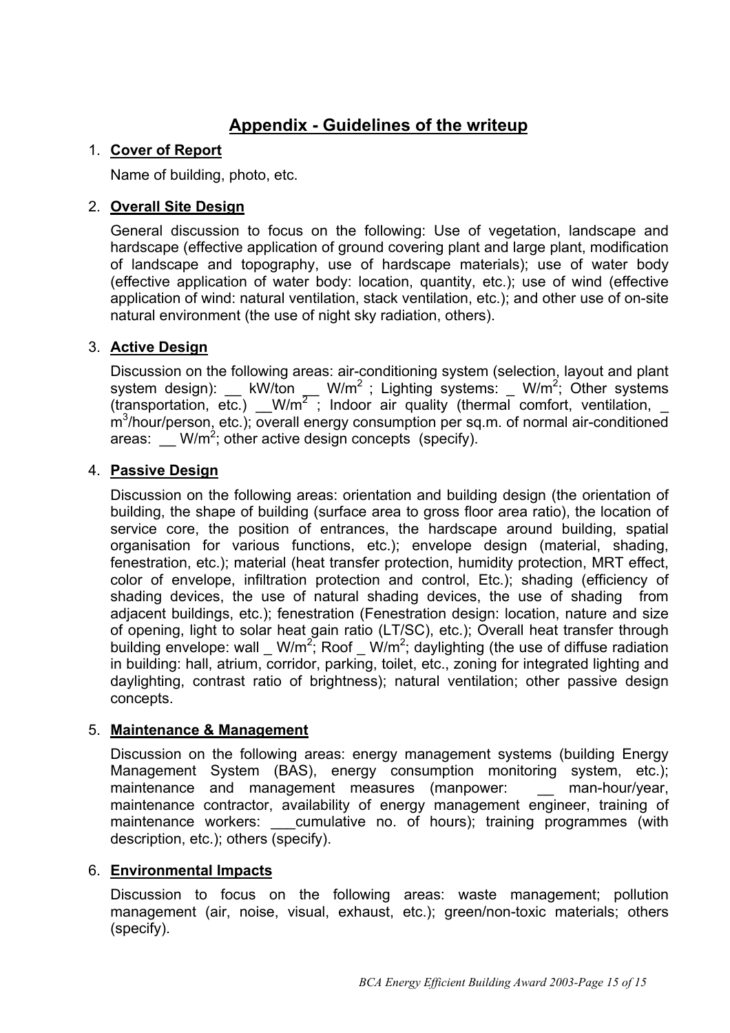# Appendix - Guidelines of the writeup

1. **Cover of Report**

   Name of building, photo, etc.

2. **Overall Site Design**

   General discussion to focus on the following: Use of vegetation, landscape and hardscape (effective application of ground covering plant and large plant, modification of landscape and topography, use of hardscape materials); use of water body (effective application of water body: location, quantity, etc.); use of wind (effective application of wind: natural ventilation, stack ventilation, etc.); and other use of on-site natural environment (the use of night sky radiation, others).

3. **Active Design**

   Discussion on the following areas: air-conditioning system (selection, layout and plant system design): __ kW/ton __ W/m$^2$ ; Lighting systems: _ W/m$^2$; Other systems (transportation, etc.) __W/m$^2$ ; Indoor air quality (thermal comfort, ventilation, _ m$^3$/hour/person, etc.); overall energy consumption per sq.m. of normal air-conditioned areas: __ W/m$^2$; other active design concepts (specify).

4. **Passive Design**

   Discussion on the following areas: orientation and building design (the orientation of building, the shape of building (surface area to gross floor area ratio), the location of service core, the position of entrances, the hardscape around building, spatial organisation for various functions, etc.); envelope design (material, shading, fenestration, etc.); material (heat transfer protection, humidity protection, MRT effect, color of envelope, infiltration protection and control, Etc.); shading (efficiency of shading devices, the use of natural shading devices, the use of shading from adjacent buildings, etc.); fenestration (Fenestration design: location, nature and size of opening, light to solar heat gain ratio (LT/SC), etc.); Overall heat transfer through building envelope: wall _ W/m$^2$; Roof _ W/m$^2$; daylighting (the use of diffuse radiation in building: hall, atrium, corridor, parking, toilet, etc., zoning for integrated lighting and daylighting, contrast ratio of brightness); natural ventilation; other passive design concepts.

5. **Maintenance & Management**

   Discussion on the following areas: energy management systems (building Energy Management System (BAS), energy consumption monitoring system, etc.); maintenance and management measures (manpower: __ man-hour/year, maintenance contractor, availability of energy management engineer, training of maintenance workers: ___cumulative no. of hours); training programmes (with description, etc.); others (specify).

6. **Environmental Impacts**

   Discussion to focus on the following areas: waste management; pollution management (air, noise, visual, exhaust, etc.); green/non-toxic materials; others (specify).